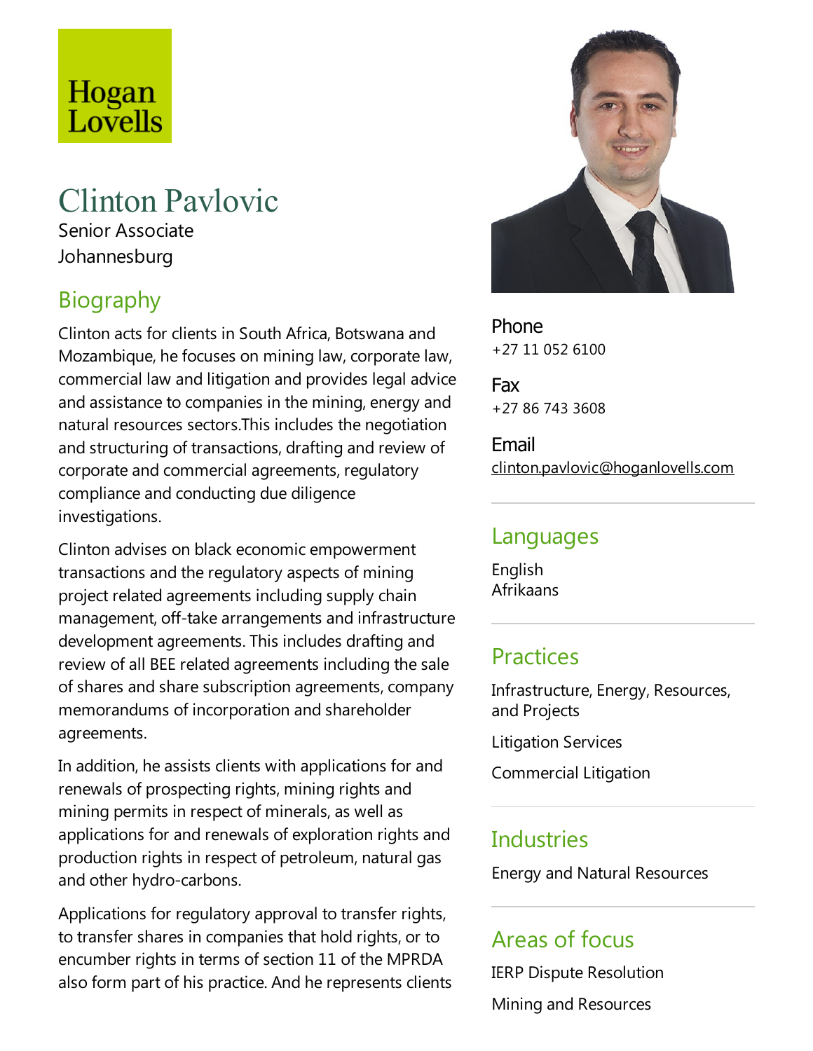Hogan Lovells

# Clinton Pavlovic

Senior Associate
Johannesburg

## Biography

Clinton acts for clients in South Africa, Botswana and Mozambique, he focuses on mining law, corporate law, commercial law and litigation and provides legal advice and assistance to companies in the mining, energy and natural resources sectors.This includes the negotiation and structuring of transactions, drafting and review of corporate and commercial agreements, regulatory compliance and conducting due diligence investigations.

Clinton advises on black economic empowerment transactions and the regulatory aspects of mining project related agreements including supply chain management, off-take arrangements and infrastructure development agreements. This includes drafting and review of all BEE related agreements including the sale of shares and share subscription agreements, company memorandums of incorporation and shareholder agreements.

In addition, he assists clients with applications for and renewals of prospecting rights, mining rights and mining permits in respect of minerals, as well as applications for and renewals of exploration rights and production rights in respect of petroleum, natural gas and other hydro-carbons.

Applications for regulatory approval to transfer rights, to transfer shares in companies that hold rights, or to encumber rights in terms of section 11 of the MPRDA also form part of his practice. And he represents clients

**Phone**
+27 11 052 6100

**Fax**
+27 86 743 3608

**Email**
clinton.pavlovic@hoganlovells.com

## Languages

English
Afrikaans

## Practices

Infrastructure, Energy, Resources, and Projects

Litigation Services

Commercial Litigation

## Industries

Energy and Natural Resources

## Areas of focus

IERP Dispute Resolution

Mining and Resources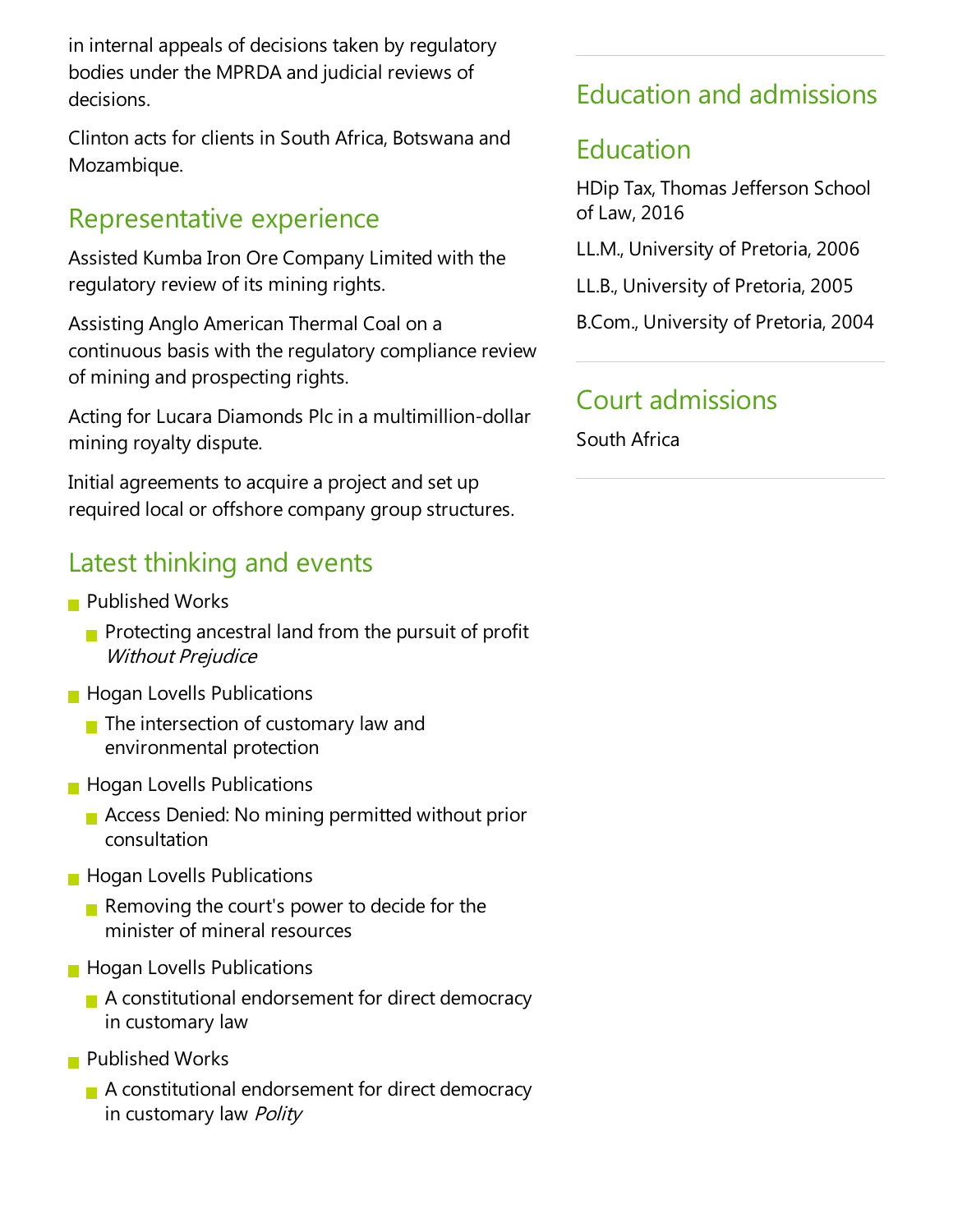in internal appeals of decisions taken by regulatory bodies under the MPRDA and judicial reviews of decisions.

Clinton acts for clients in South Africa, Botswana and Mozambique.

## Representative experience

Assisted Kumba Iron Ore Company Limited with the regulatory review of its mining rights.

Assisting Anglo American Thermal Coal on a continuous basis with the regulatory compliance review of mining and prospecting rights.

Acting for Lucara Diamonds Plc in a multimillion-dollar mining royalty dispute.

Initial agreements to acquire a project and set up required local or offshore company group structures.

## Latest thinking and events

- Published Works
  - Protecting ancestral land from the pursuit of profit *Without Prejudice*
- Hogan Lovells Publications
  - The intersection of customary law and environmental protection
- Hogan Lovells Publications
  - Access Denied: No mining permitted without prior consultation
- Hogan Lovells Publications
  - Removing the court's power to decide for the minister of mineral resources
- Hogan Lovells Publications
  - A constitutional endorsement for direct democracy in customary law
- Published Works
  - A constitutional endorsement for direct democracy in customary law *Polity*

## Education and admissions

## Education

HDip Tax, Thomas Jefferson School of Law, 2016

LL.M., University of Pretoria, 2006

LL.B., University of Pretoria, 2005

B.Com., University of Pretoria, 2004

## Court admissions

South Africa